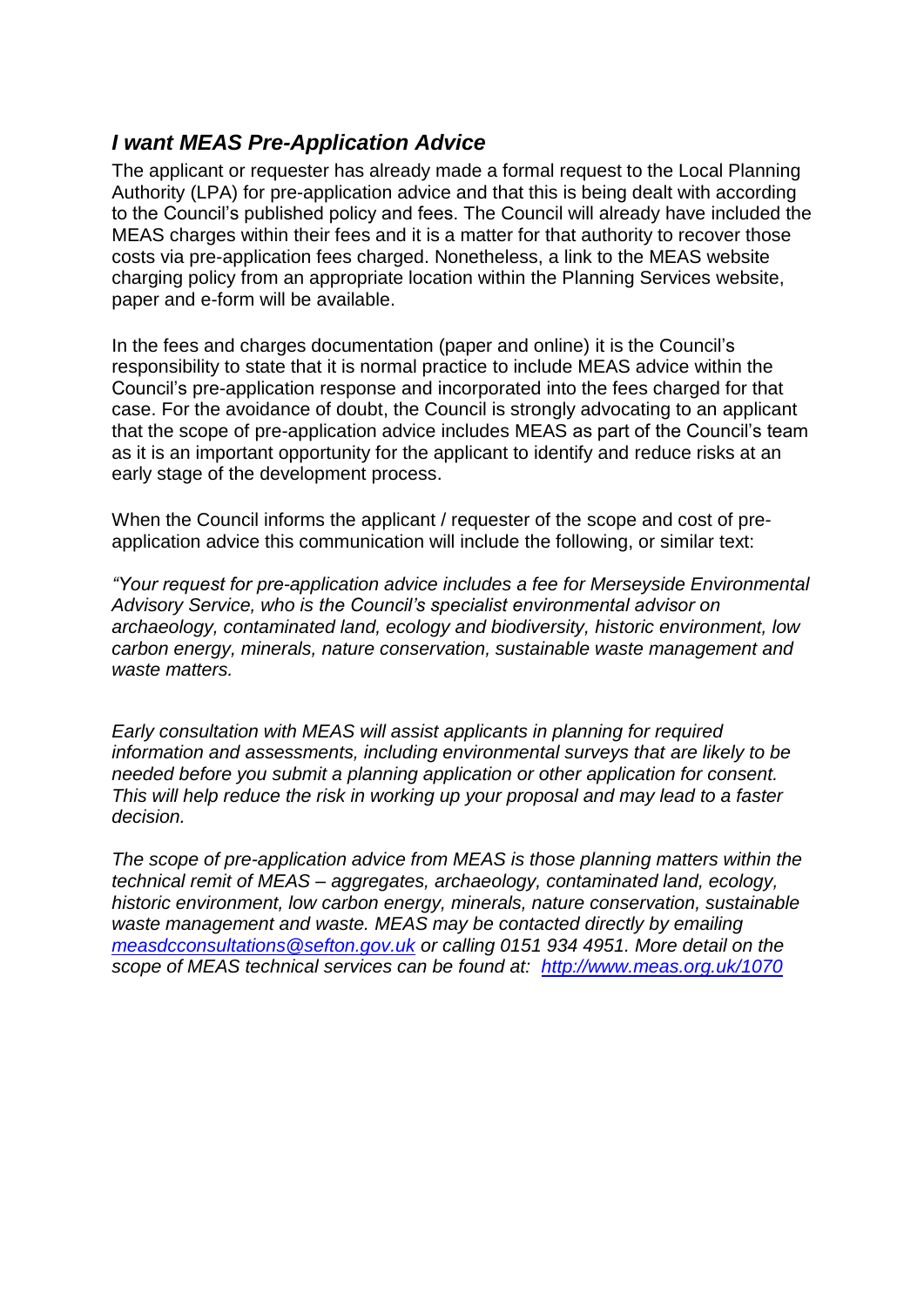## *I want MEAS Pre-Application Advice*

The applicant or requester has already made a formal request to the Local Planning Authority (LPA) for pre-application advice and that this is being dealt with according to the Council's published policy and fees. The Council will already have included the MEAS charges within their fees and it is a matter for that authority to recover those costs via pre-application fees charged. Nonetheless, a link to the MEAS website charging policy from an appropriate location within the Planning Services website, paper and e-form will be available.

In the fees and charges documentation (paper and online) it is the Council's responsibility to state that it is normal practice to include MEAS advice within the Council's pre-application response and incorporated into the fees charged for that case. For the avoidance of doubt, the Council is strongly advocating to an applicant that the scope of pre-application advice includes MEAS as part of the Council's team as it is an important opportunity for the applicant to identify and reduce risks at an early stage of the development process.

When the Council informs the applicant / requester of the scope and cost of pre-application advice this communication will include the following, or similar text:

*"Your request for pre-application advice includes a fee for Merseyside Environmental Advisory Service, who is the Council's specialist environmental advisor on archaeology, contaminated land, ecology and biodiversity, historic environment, low carbon energy, minerals, nature conservation, sustainable waste management and waste matters.*

*Early consultation with MEAS will assist applicants in planning for required information and assessments, including environmental surveys that are likely to be needed before you submit a planning application or other application for consent. This will help reduce the risk in working up your proposal and may lead to a faster decision.*

*The scope of pre-application advice from MEAS is those planning matters within the technical remit of MEAS – aggregates, archaeology, contaminated land, ecology, historic environment, low carbon energy, minerals, nature conservation, sustainable waste management and waste. MEAS may be contacted directly by emailing [measdcconsultations@sefton.gov.uk](mailto:measdcconsultations@sefton.gov.uk) or calling 0151 934 4951. More detail on the scope of MEAS technical services can be found at: [http://www.meas.org.uk/1070](http://www.meas.org.uk/1070)*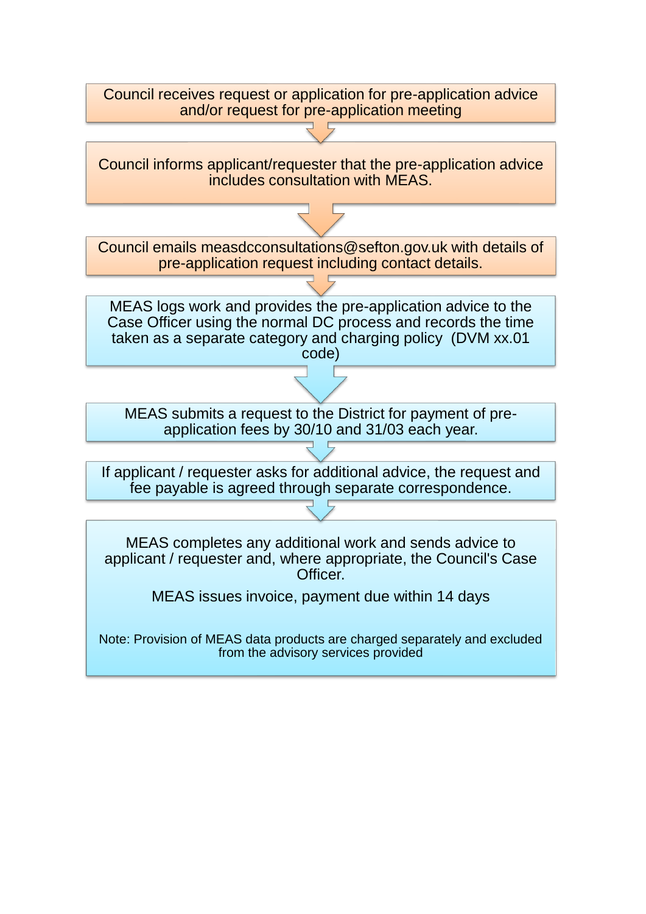Council receives request or application for pre-application advice and/or request for pre-application meeting

↓

Council informs applicant/requester that the pre-application advice includes consultation with MEAS.

↓

Council emails measdcconsultations@sefton.gov.uk with details of pre-application request including contact details.

↓

MEAS logs work and provides the pre-application advice to the Case Officer using the normal DC process and records the time taken as a separate category and charging policy (DVM xx.01 code)

↓

MEAS submits a request to the District for payment of pre-application fees by 30/10 and 31/03 each year.

↓

If applicant / requester asks for additional advice, the request and fee payable is agreed through separate correspondence.

↓

MEAS completes any additional work and sends advice to applicant / requester and, where appropriate, the Council's Case Officer.

MEAS issues invoice, payment due within 14 days

Note: Provision of MEAS data products are charged separately and excluded from the advisory services provided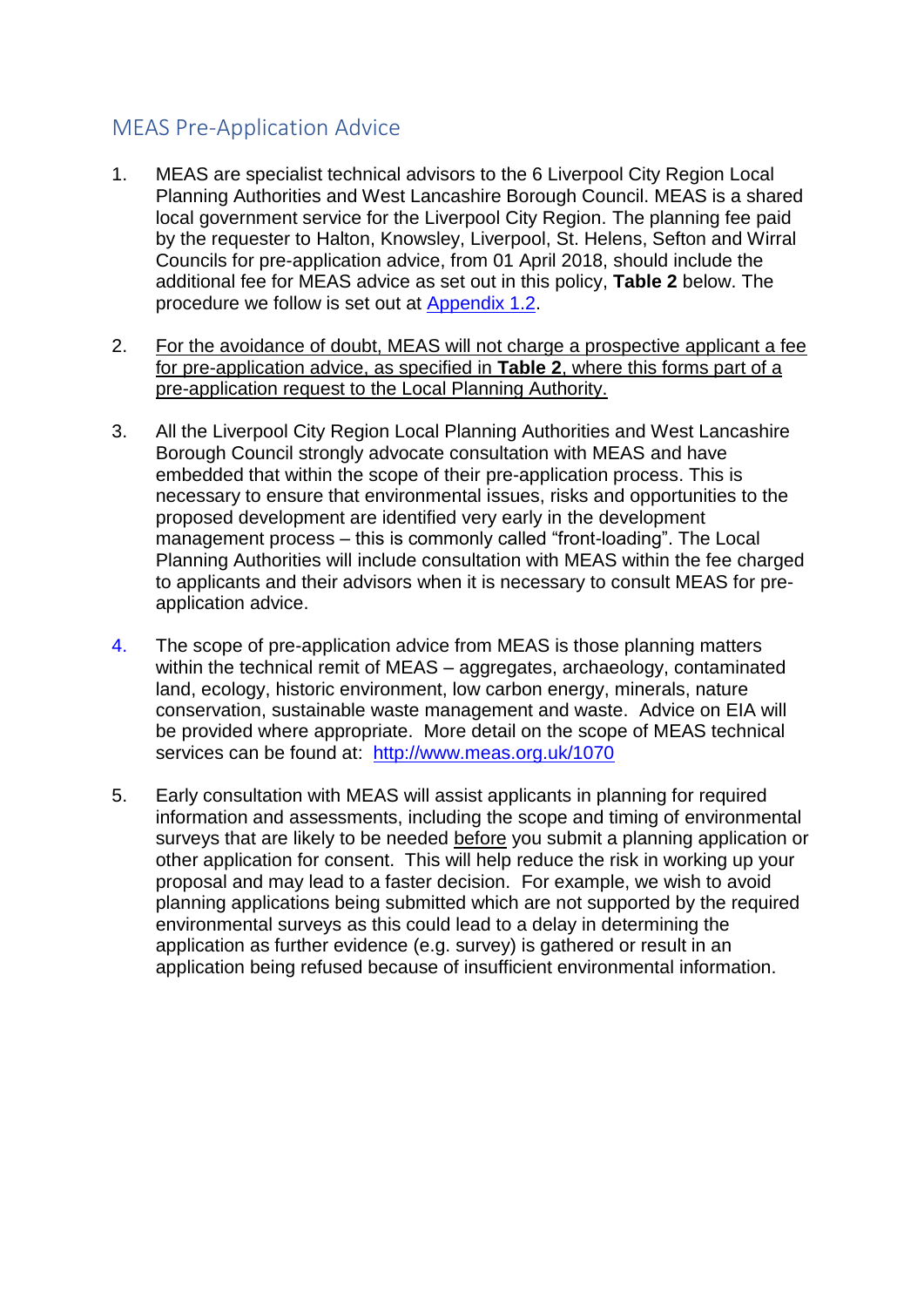## MEAS Pre-Application Advice

1. MEAS are specialist technical advisors to the 6 Liverpool City Region Local Planning Authorities and West Lancashire Borough Council. MEAS is a shared local government service for the Liverpool City Region. The planning fee paid by the requester to Halton, Knowsley, Liverpool, St. Helens, Sefton and Wirral Councils for pre-application advice, from 01 April 2018, should include the additional fee for MEAS advice as set out in this policy, **Table 2** below. The procedure we follow is set out at Appendix 1.2.

2. <u>For the avoidance of doubt, MEAS will not charge a prospective applicant a fee for pre-application advice, as specified in **Table 2**, where this forms part of a pre-application request to the Local Planning Authority.</u>

3. All the Liverpool City Region Local Planning Authorities and West Lancashire Borough Council strongly advocate consultation with MEAS and have embedded that within the scope of their pre-application process. This is necessary to ensure that environmental issues, risks and opportunities to the proposed development are identified very early in the development management process – this is commonly called "front-loading". The Local Planning Authorities will include consultation with MEAS within the fee charged to applicants and their advisors when it is necessary to consult MEAS for pre-application advice.

4. The scope of pre-application advice from MEAS is those planning matters within the technical remit of MEAS – aggregates, archaeology, contaminated land, ecology, historic environment, low carbon energy, minerals, nature conservation, sustainable waste management and waste. Advice on EIA will be provided where appropriate. More detail on the scope of MEAS technical services can be found at: http://www.meas.org.uk/1070

5. Early consultation with MEAS will assist applicants in planning for required information and assessments, including the scope and timing of environmental surveys that are likely to be needed <u>before</u> you submit a planning application or other application for consent. This will help reduce the risk in working up your proposal and may lead to a faster decision. For example, we wish to avoid planning applications being submitted which are not supported by the required environmental surveys as this could lead to a delay in determining the application as further evidence (e.g. survey) is gathered or result in an application being refused because of insufficient environmental information.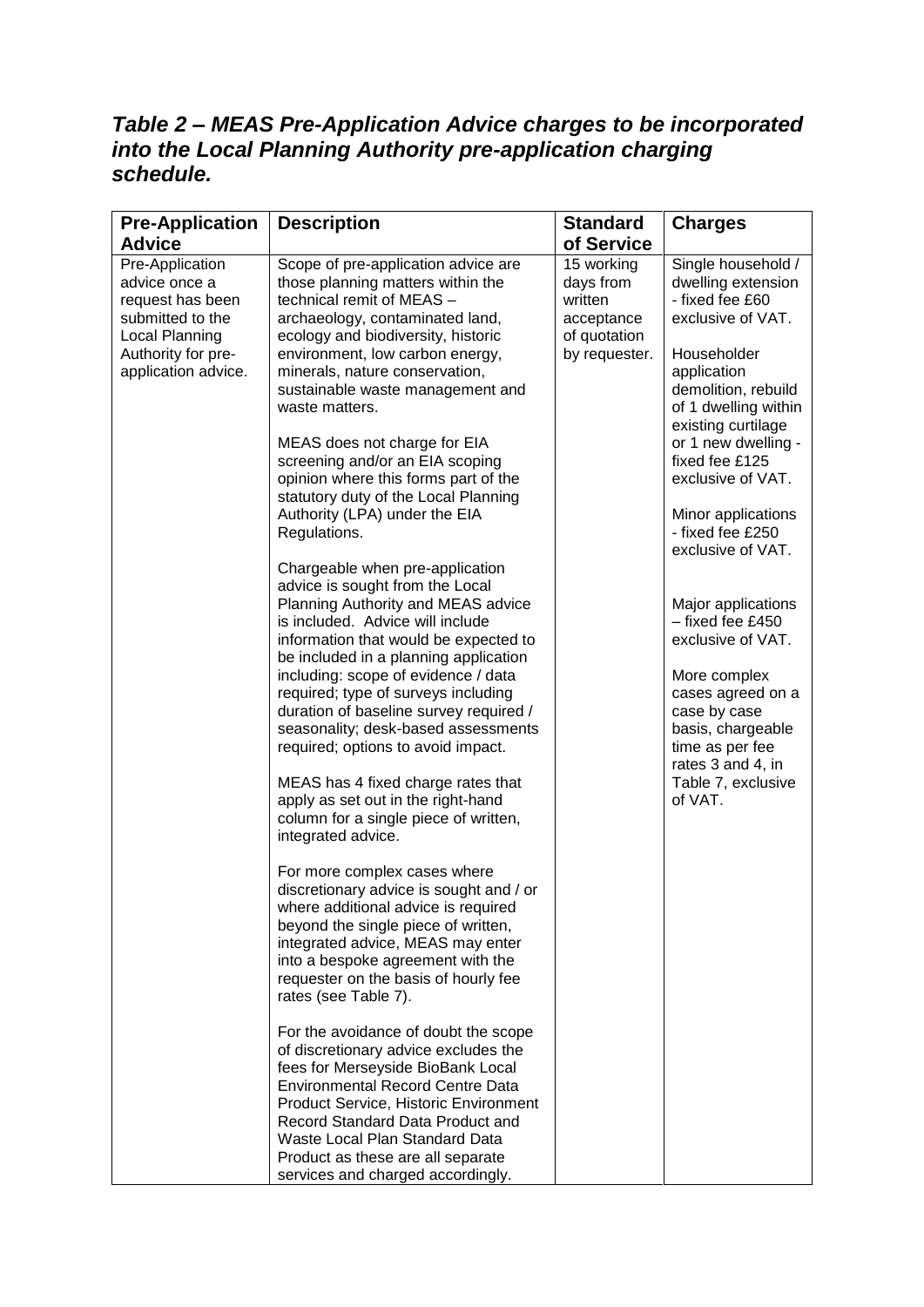***Table 2 – MEAS Pre-Application Advice charges to be incorporated into the Local Planning Authority pre-application charging schedule.***

| Pre-Application Advice | Description | Standard of Service | Charges |
|---|---|---|---|
| Pre-Application advice once a request has been submitted to the Local Planning Authority for pre-application advice. | Scope of pre-application advice are those planning matters within the technical remit of MEAS – archaeology, contaminated land, ecology and biodiversity, historic environment, low carbon energy, minerals, nature conservation, sustainable waste management and waste matters.<br><br>MEAS does not charge for EIA screening and/or an EIA scoping opinion where this forms part of the statutory duty of the Local Planning Authority (LPA) under the EIA Regulations.<br><br>Chargeable when pre-application advice is sought from the Local Planning Authority and MEAS advice is included. Advice will include information that would be expected to be included in a planning application including: scope of evidence / data required; type of surveys including duration of baseline survey required / seasonality; desk-based assessments required; options to avoid impact.<br><br>MEAS has 4 fixed charge rates that apply as set out in the right-hand column for a single piece of written, integrated advice.<br><br>For more complex cases where discretionary advice is sought and / or where additional advice is required beyond the single piece of written, integrated advice, MEAS may enter into a bespoke agreement with the requester on the basis of hourly fee rates (see Table 7).<br><br>For the avoidance of doubt the scope of discretionary advice excludes the fees for Merseyside BioBank Local Environmental Record Centre Data Product Service, Historic Environment Record Standard Data Product and Waste Local Plan Standard Data Product as these are all separate services and charged accordingly. | 15 working days from written acceptance of quotation by requester. | Single household / dwelling extension - fixed fee £60 exclusive of VAT.<br><br>Householder application demolition, rebuild of 1 dwelling within existing curtilage or 1 new dwelling - fixed fee £125 exclusive of VAT.<br><br>Minor applications - fixed fee £250 exclusive of VAT.<br><br>Major applications – fixed fee £450 exclusive of VAT.<br><br>More complex cases agreed on a case by case basis, chargeable time as per fee rates 3 and 4, in Table 7, exclusive of VAT. |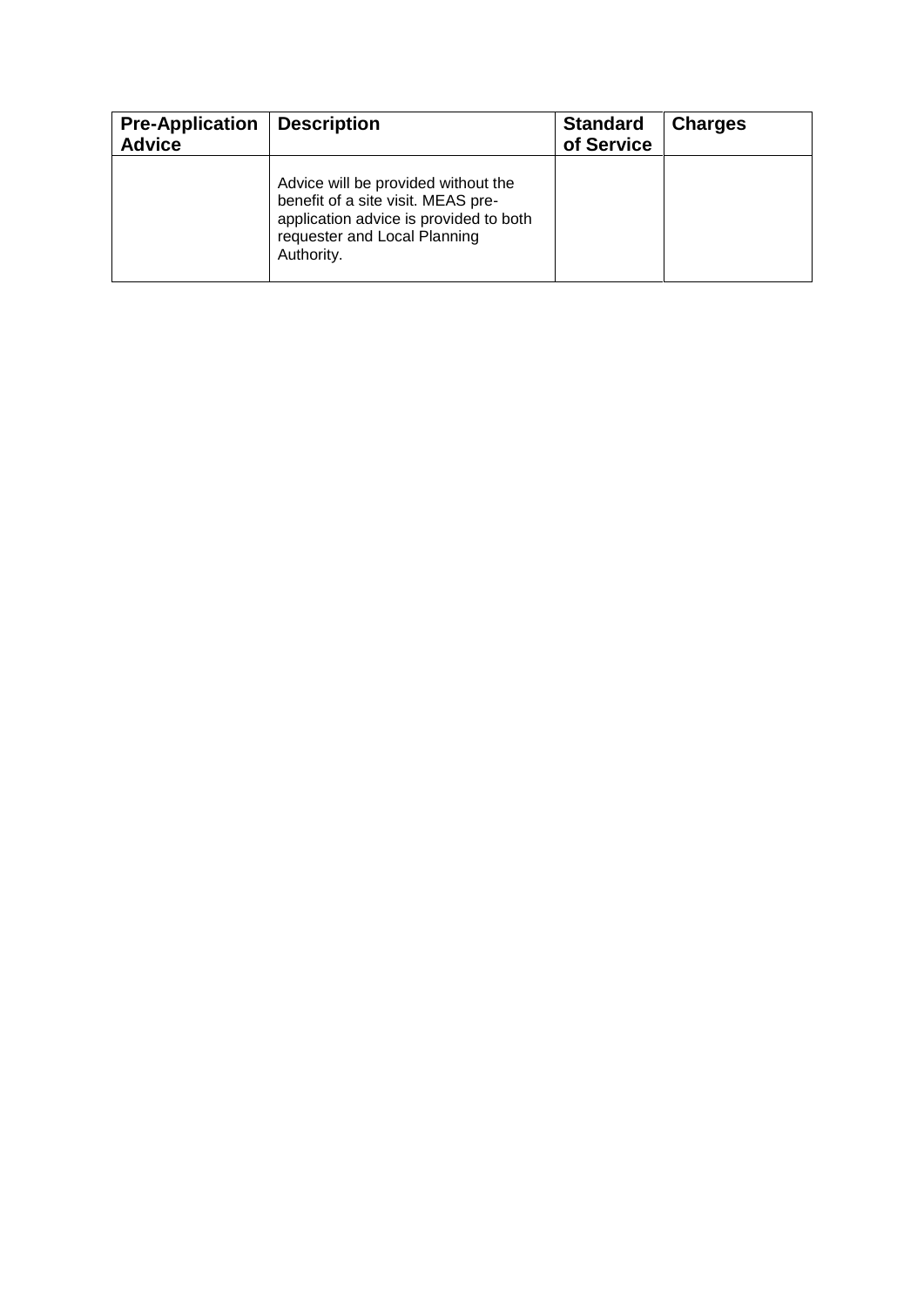| Pre-Application Advice | Description | Standard of Service | Charges |
| --- | --- | --- | --- |
| | Advice will be provided without the benefit of a site visit. MEAS pre-application advice is provided to both requester and Local Planning Authority. | | |